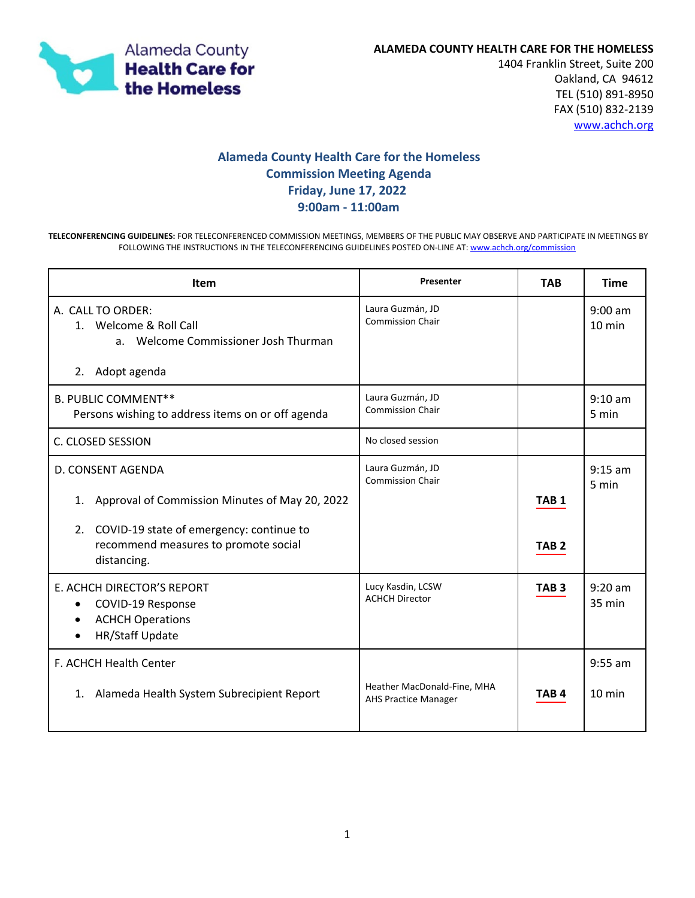Alameda County Health Care for the Homeless

**ALAMEDA COUNTY HEALTH CARE FOR THE HOMELESS**
1404 Franklin Street, Suite 200
Oakland, CA 94612
TEL (510) 891-8950
FAX (510) 832-2139
www.achch.org

## Alameda County Health Care for the Homeless
## Commission Meeting Agenda
## Friday, June 17, 2022
## 9:00am - 11:00am

**TELECONFERENCING GUIDELINES:** FOR TELECONFERENCED COMMISSION MEETINGS, MEMBERS OF THE PUBLIC MAY OBSERVE AND PARTICIPATE IN MEETINGS BY FOLLOWING THE INSTRUCTIONS IN THE TELECONFERENCING GUIDELINES POSTED ON-LINE AT: www.achch.org/commission

| Item | Presenter | TAB | Time |
|---|---|---|---|
| A. CALL TO ORDER:<br>1. Welcome & Roll Call<br>a. Welcome Commissioner Josh Thurman<br>2. Adopt agenda | Laura Guzmán, JD<br>Commission Chair | | 9:00 am<br>10 min |
| B. PUBLIC COMMENT**<br>Persons wishing to address items on or off agenda | Laura Guzmán, JD<br>Commission Chair | | 9:10 am<br>5 min |
| C. CLOSED SESSION | No closed session | | |
| D. CONSENT AGENDA<br>1. Approval of Commission Minutes of May 20, 2022<br>2. COVID-19 state of emergency: continue to recommend measures to promote social distancing. | Laura Guzmán, JD<br>Commission Chair | **TAB 1**<br>**TAB 2** | 9:15 am<br>5 min |
| E. ACHCH DIRECTOR'S REPORT<br>• COVID-19 Response<br>• ACHCH Operations<br>• HR/Staff Update | Lucy Kasdin, LCSW<br>ACHCH Director | **TAB 3** | 9:20 am<br>35 min |
| F. ACHCH Health Center<br>1. Alameda Health System Subrecipient Report | Heather MacDonald-Fine, MHA<br>AHS Practice Manager | **TAB 4** | 9:55 am<br>10 min |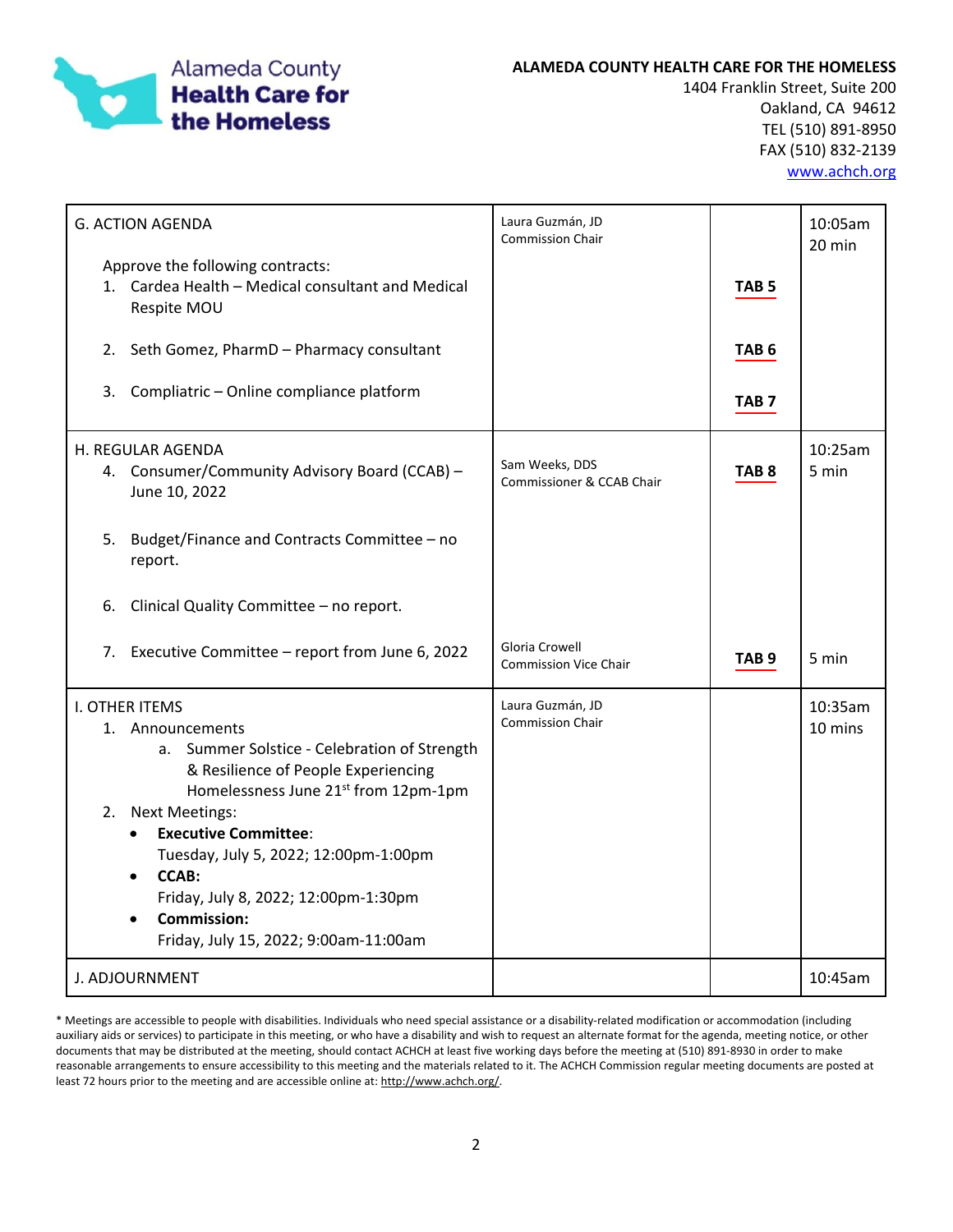**ALAMEDA COUNTY HEALTH CARE FOR THE HOMELESS**
1404 Franklin Street, Suite 200
Oakland, CA 94612
TEL (510) 891-8950
FAX (510) 832-2139
www.achch.org

| | | | |
|---|---|---|---|
| G. ACTION AGENDA<br><br>Approve the following contracts:<br>1. Cardea Health – Medical consultant and Medical Respite MOU<br><br>2. Seth Gomez, PharmD – Pharmacy consultant<br><br>3. Compliatric – Online compliance platform | Laura Guzmán, JD<br>Commission Chair | **TAB 5**<br><br>**TAB 6**<br><br>**TAB 7** | 10:05am<br>20 min |
| H. REGULAR AGENDA<br>4. Consumer/Community Advisory Board (CCAB) – June 10, 2022<br><br>5. Budget/Finance and Contracts Committee – no report.<br><br>6. Clinical Quality Committee – no report.<br><br>7. Executive Committee – report from June 6, 2022 | Sam Weeks, DDS<br>Commissioner & CCAB Chair<br><br>Gloria Crowell<br>Commission Vice Chair | **TAB 8**<br><br>**TAB 9** | 10:25am<br>5 min<br><br>5 min |
| I. OTHER ITEMS<br>1. Announcements<br>a. Summer Solstice - Celebration of Strength & Resilience of People Experiencing Homelessness June 21st from 12pm-1pm<br>2. Next Meetings:<br>• **Executive Committee**: Tuesday, July 5, 2022; 12:00pm-1:00pm<br>• **CCAB:** Friday, July 8, 2022; 12:00pm-1:30pm<br>• **Commission:** Friday, July 15, 2022; 9:00am-11:00am | Laura Guzmán, JD<br>Commission Chair | | 10:35am<br>10 mins |
| J. ADJOURNMENT | | | 10:45am |

* Meetings are accessible to people with disabilities. Individuals who need special assistance or a disability-related modification or accommodation (including auxiliary aids or services) to participate in this meeting, or who have a disability and wish to request an alternate format for the agenda, meeting notice, or other documents that may be distributed at the meeting, should contact ACHCH at least five working days before the meeting at (510) 891-8930 in order to make reasonable arrangements to ensure accessibility to this meeting and the materials related to it. The ACHCH Commission regular meeting documents are posted at least 72 hours prior to the meeting and are accessible online at: http://www.achch.org/.